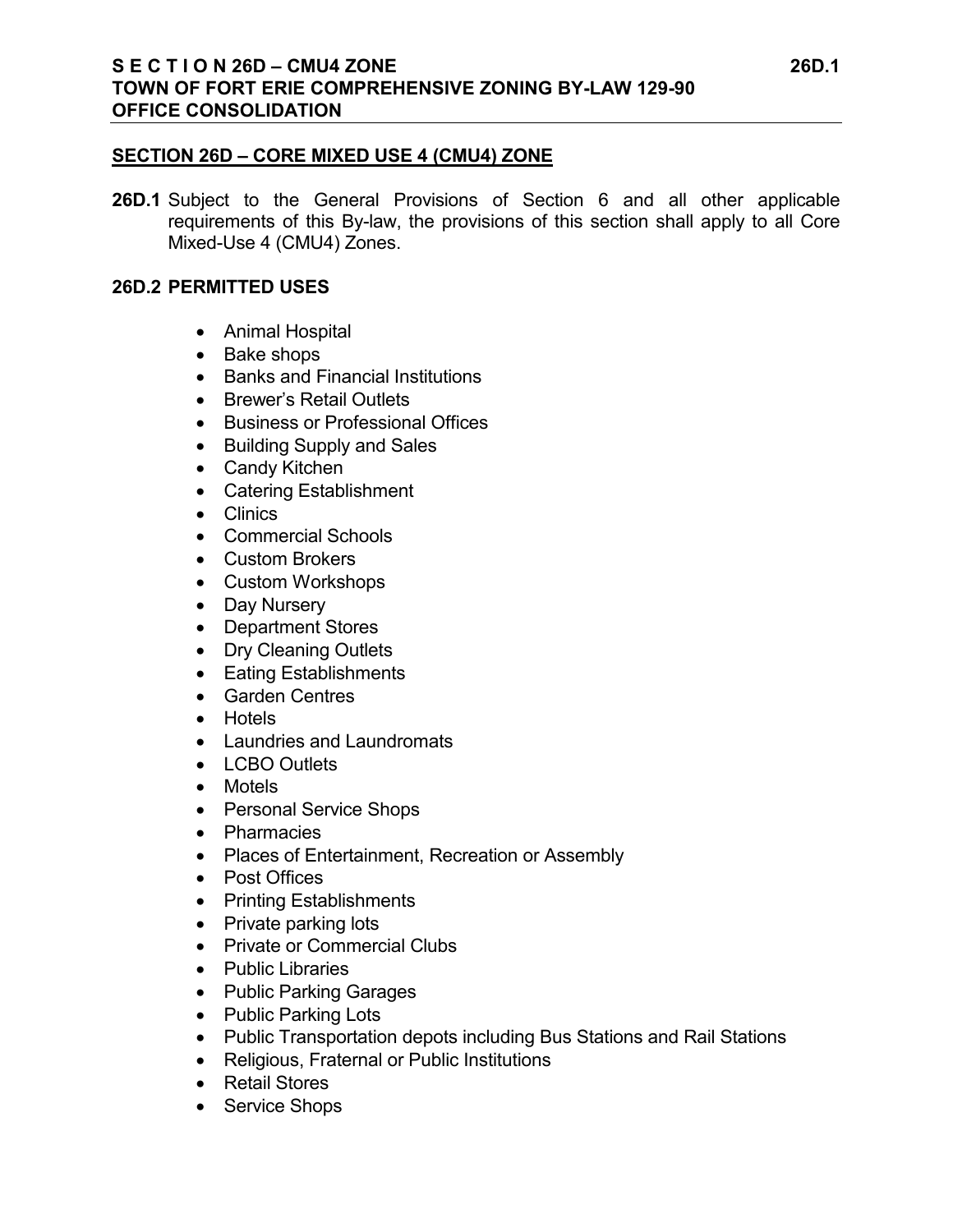## SECTION 26D – CORE MIXED USE 4 (CMU4) ZONE

**26D.1** Subject to the General Provisions of Section 6 and all other applicable requirements of this By-law, the provisions of this section shall apply to all Core Mixed-Use 4 (CMU4) Zones.

### 26D.2 PERMITTED USES

- Animal Hospital
- Bake shops
- Banks and Financial Institutions
- Brewer's Retail Outlets
- Business or Professional Offices
- Building Supply and Sales
- Candy Kitchen
- Catering Establishment
- Clinics
- Commercial Schools
- Custom Brokers
- Custom Workshops
- Day Nursery
- Department Stores
- Dry Cleaning Outlets
- Eating Establishments
- Garden Centres
- Hotels
- Laundries and Laundromats
- LCBO Outlets
- Motels
- Personal Service Shops
- Pharmacies
- Places of Entertainment, Recreation or Assembly
- Post Offices
- Printing Establishments
- Private parking lots
- Private or Commercial Clubs
- Public Libraries
- Public Parking Garages
- Public Parking Lots
- Public Transportation depots including Bus Stations and Rail Stations
- Religious, Fraternal or Public Institutions
- Retail Stores
- Service Shops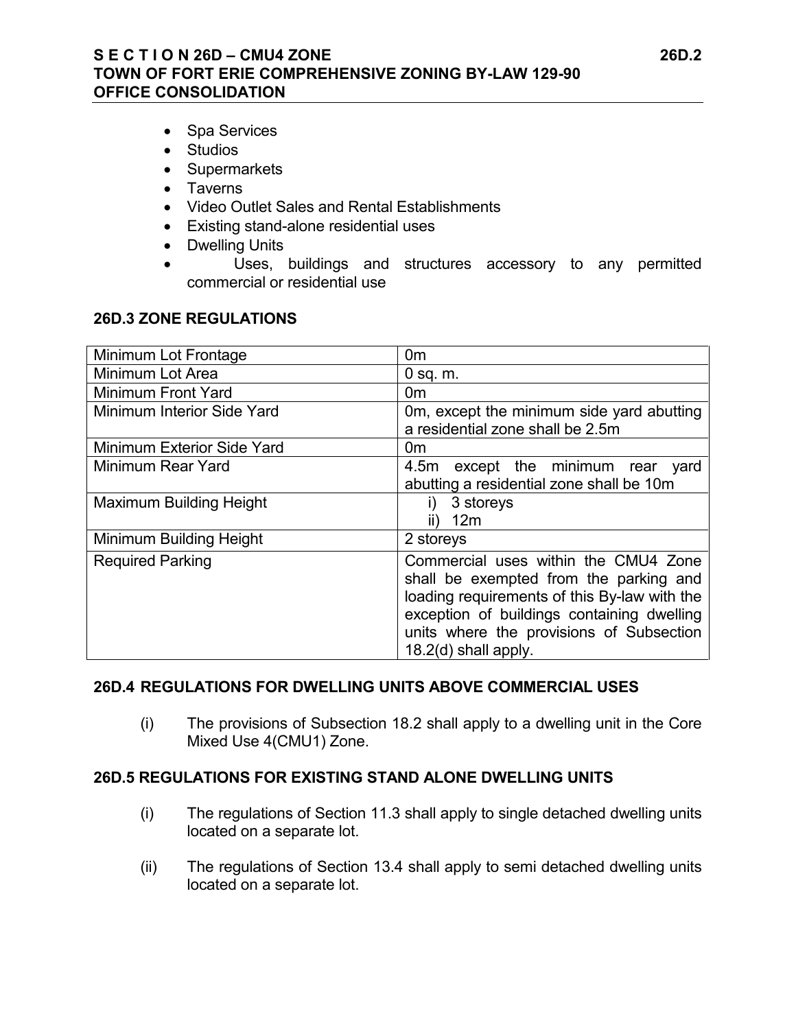- Spa Services
- Studios
- Supermarkets
- Taverns
- Video Outlet Sales and Rental Establishments
- Existing stand-alone residential uses
- Dwelling Units
- Uses, buildings and structures accessory to any permitted commercial or residential use

## 26D.3 ZONE REGULATIONS

| | |
|---|---|
| Minimum Lot Frontage | 0m |
| Minimum Lot Area | 0 sq. m. |
| Minimum Front Yard | 0m |
| Minimum Interior Side Yard | 0m, except the minimum side yard abutting a residential zone shall be 2.5m |
| Minimum Exterior Side Yard | 0m |
| Minimum Rear Yard | 4.5m except the minimum rear yard abutting a residential zone shall be 10m |
| Maximum Building Height | i) 3 storeys<br>ii) 12m |
| Minimum Building Height | 2 storeys |
| Required Parking | Commercial uses within the CMU4 Zone shall be exempted from the parking and loading requirements of this By-law with the exception of buildings containing dwelling units where the provisions of Subsection 18.2(d) shall apply. |

## 26D.4 REGULATIONS FOR DWELLING UNITS ABOVE COMMERCIAL USES

(i) The provisions of Subsection 18.2 shall apply to a dwelling unit in the Core Mixed Use 4(CMU1) Zone.

## 26D.5 REGULATIONS FOR EXISTING STAND ALONE DWELLING UNITS

(i) The regulations of Section 11.3 shall apply to single detached dwelling units located on a separate lot.

(ii) The regulations of Section 13.4 shall apply to semi detached dwelling units located on a separate lot.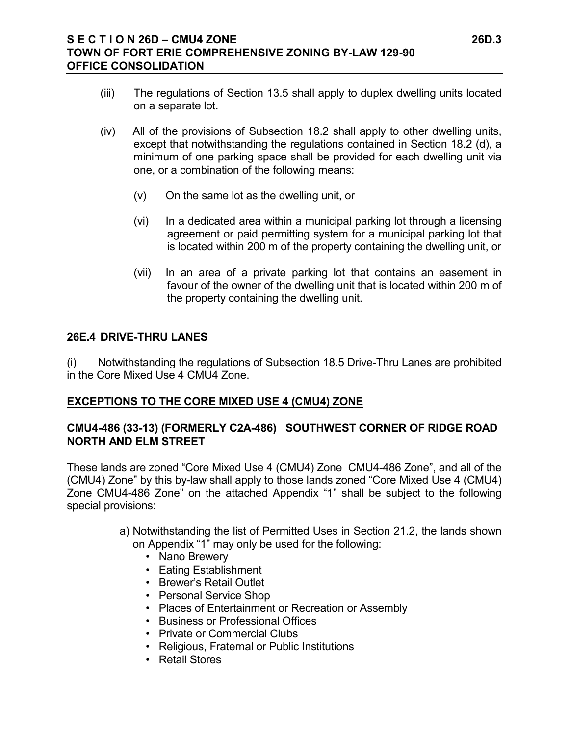(iii) The regulations of Section 13.5 shall apply to duplex dwelling units located on a separate lot.

(iv) All of the provisions of Subsection 18.2 shall apply to other dwelling units, except that notwithstanding the regulations contained in Section 18.2 (d), a minimum of one parking space shall be provided for each dwelling unit via one, or a combination of the following means:

   (v) On the same lot as the dwelling unit, or

   (vi) In a dedicated area within a municipal parking lot through a licensing agreement or paid permitting system for a municipal parking lot that is located within 200 m of the property containing the dwelling unit, or

   (vii) In an area of a private parking lot that contains an easement in favour of the owner of the dwelling unit that is located within 200 m of the property containing the dwelling unit.

## 26E.4 DRIVE-THRU LANES

(i) Notwithstanding the regulations of Subsection 18.5 Drive-Thru Lanes are prohibited in the Core Mixed Use 4 CMU4 Zone.

## EXCEPTIONS TO THE CORE MIXED USE 4 (CMU4) ZONE

### CMU4-486 (33-13) (FORMERLY C2A-486) SOUTHWEST CORNER OF RIDGE ROAD NORTH AND ELM STREET

These lands are zoned "Core Mixed Use 4 (CMU4) Zone CMU4-486 Zone", and all of the (CMU4) Zone" by this by-law shall apply to those lands zoned "Core Mixed Use 4 (CMU4) Zone CMU4-486 Zone" on the attached Appendix "1" shall be subject to the following special provisions:

a) Notwithstanding the list of Permitted Uses in Section 21.2, the lands shown on Appendix "1" may only be used for the following:
   - Nano Brewery
   - Eating Establishment
   - Brewer's Retail Outlet
   - Personal Service Shop
   - Places of Entertainment or Recreation or Assembly
   - Business or Professional Offices
   - Private or Commercial Clubs
   - Religious, Fraternal or Public Institutions
   - Retail Stores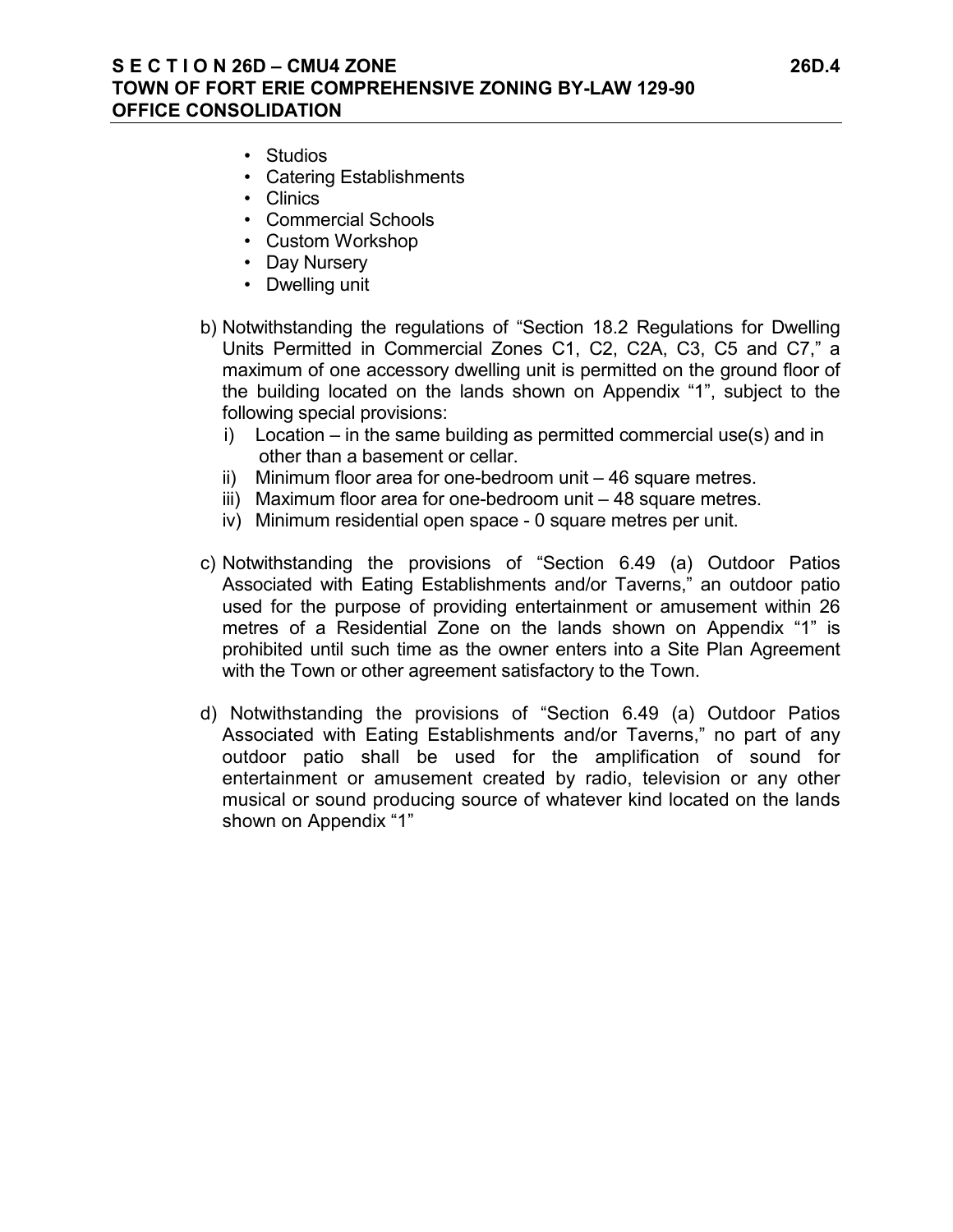- Studios
- Catering Establishments
- Clinics
- Commercial Schools
- Custom Workshop
- Day Nursery
- Dwelling unit

b) Notwithstanding the regulations of "Section 18.2 Regulations for Dwelling Units Permitted in Commercial Zones C1, C2, C2A, C3, C5 and C7," a maximum of one accessory dwelling unit is permitted on the ground floor of the building located on the lands shown on Appendix "1", subject to the following special provisions:

   i) Location – in the same building as permitted commercial use(s) and in other than a basement or cellar.
   ii) Minimum floor area for one-bedroom unit – 46 square metres.
   iii) Maximum floor area for one-bedroom unit – 48 square metres.
   iv) Minimum residential open space - 0 square metres per unit.

c) Notwithstanding the provisions of "Section 6.49 (a) Outdoor Patios Associated with Eating Establishments and/or Taverns," an outdoor patio used for the purpose of providing entertainment or amusement within 26 metres of a Residential Zone on the lands shown on Appendix "1" is prohibited until such time as the owner enters into a Site Plan Agreement with the Town or other agreement satisfactory to the Town.

d) Notwithstanding the provisions of "Section 6.49 (a) Outdoor Patios Associated with Eating Establishments and/or Taverns," no part of any outdoor patio shall be used for the amplification of sound for entertainment or amusement created by radio, television or any other musical or sound producing source of whatever kind located on the lands shown on Appendix "1"